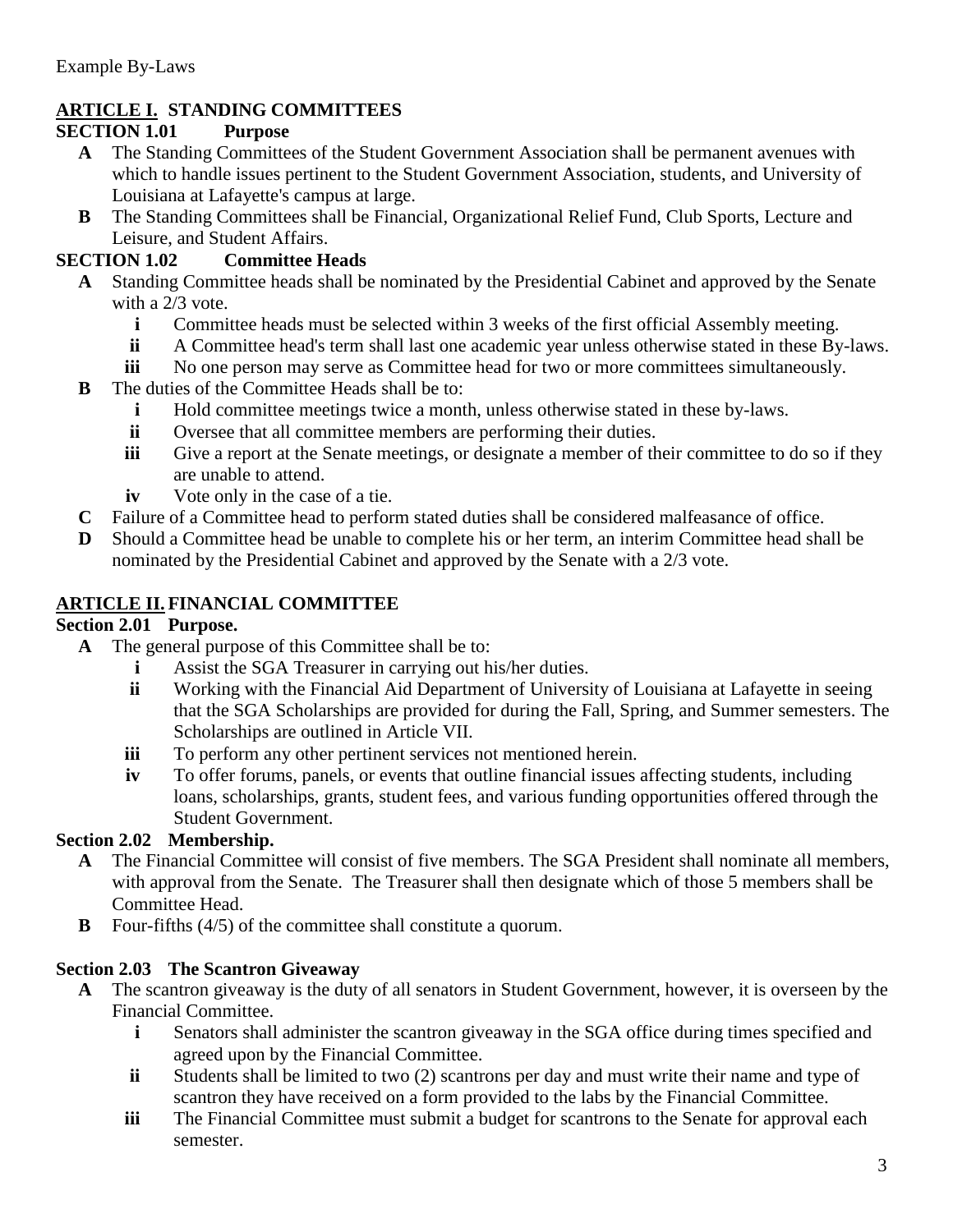Example By-Laws

## ARTICLE I. STANDING COMMITTEES

### SECTION 1.01 Purpose

- **A** The Standing Committees of the Student Government Association shall be permanent avenues with which to handle issues pertinent to the Student Government Association, students, and University of Louisiana at Lafayette's campus at large.
- **B** The Standing Committees shall be Financial, Organizational Relief Fund, Club Sports, Lecture and Leisure, and Student Affairs.

### SECTION 1.02 Committee Heads

- **A** Standing Committee heads shall be nominated by the Presidential Cabinet and approved by the Senate with a 2/3 vote.
  - **i** Committee heads must be selected within 3 weeks of the first official Assembly meeting.
  - **ii** A Committee head's term shall last one academic year unless otherwise stated in these By-laws.
  - **iii** No one person may serve as Committee head for two or more committees simultaneously.
- **B** The duties of the Committee Heads shall be to:
  - **i** Hold committee meetings twice a month, unless otherwise stated in these by-laws.
  - **ii** Oversee that all committee members are performing their duties.
  - **iii** Give a report at the Senate meetings, or designate a member of their committee to do so if they are unable to attend.
  - **iv** Vote only in the case of a tie.
- **C** Failure of a Committee head to perform stated duties shall be considered malfeasance of office.
- **D** Should a Committee head be unable to complete his or her term, an interim Committee head shall be nominated by the Presidential Cabinet and approved by the Senate with a 2/3 vote.

## ARTICLE II. FINANCIAL COMMITTEE

### Section 2.01 Purpose.

- **A** The general purpose of this Committee shall be to:
  - **i** Assist the SGA Treasurer in carrying out his/her duties.
  - **ii** Working with the Financial Aid Department of University of Louisiana at Lafayette in seeing that the SGA Scholarships are provided for during the Fall, Spring, and Summer semesters. The Scholarships are outlined in Article VII.
  - **iii** To perform any other pertinent services not mentioned herein.
  - **iv** To offer forums, panels, or events that outline financial issues affecting students, including loans, scholarships, grants, student fees, and various funding opportunities offered through the Student Government.

### Section 2.02 Membership.

- **A** The Financial Committee will consist of five members. The SGA President shall nominate all members, with approval from the Senate. The Treasurer shall then designate which of those 5 members shall be Committee Head.
- **B** Four-fifths (4/5) of the committee shall constitute a quorum.

### Section 2.03 The Scantron Giveaway

- **A** The scantron giveaway is the duty of all senators in Student Government, however, it is overseen by the Financial Committee.
  - **i** Senators shall administer the scantron giveaway in the SGA office during times specified and agreed upon by the Financial Committee.
  - **ii** Students shall be limited to two (2) scantrons per day and must write their name and type of scantron they have received on a form provided to the labs by the Financial Committee.
  - **iii** The Financial Committee must submit a budget for scantrons to the Senate for approval each semester.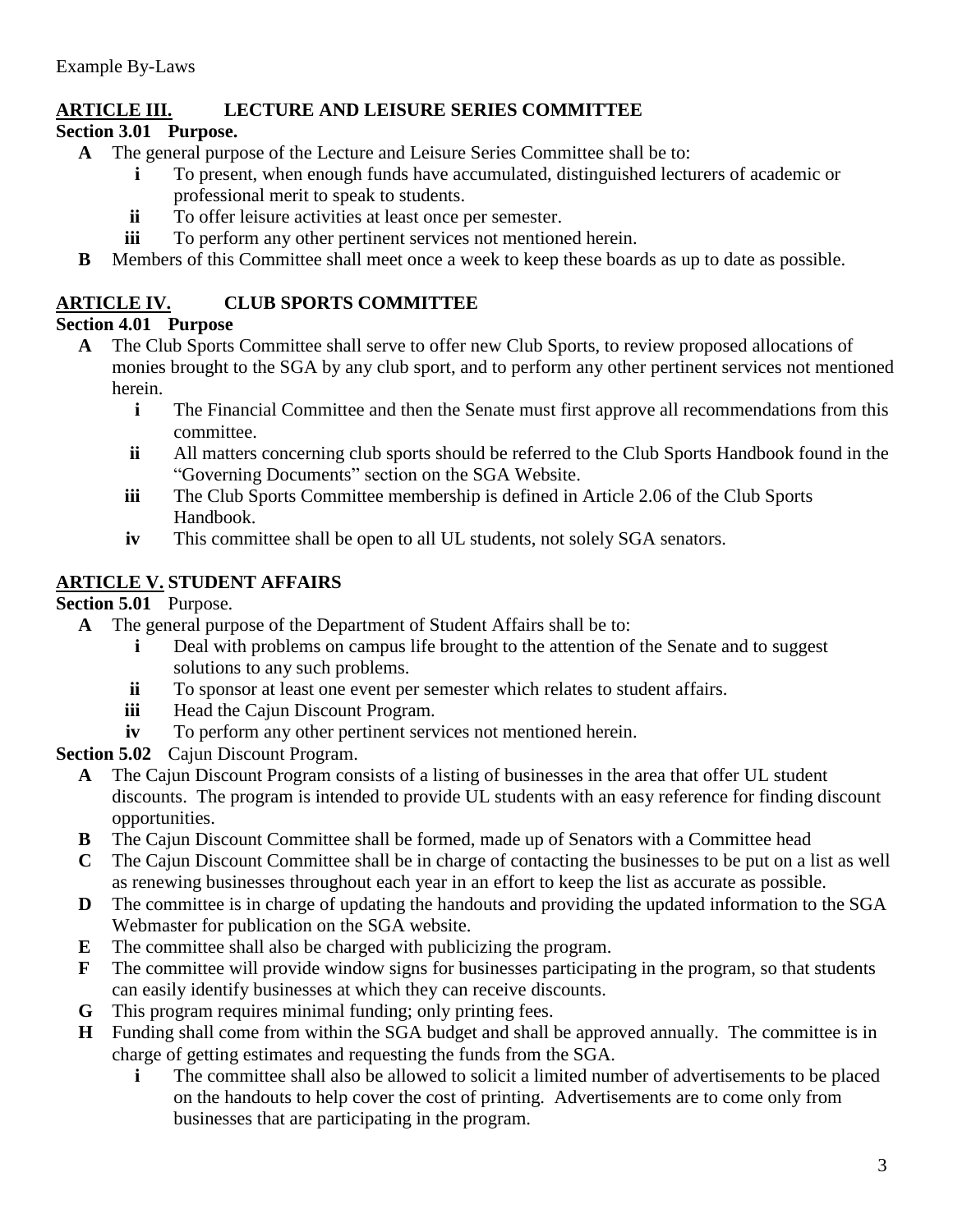Example By-Laws

## ARTICLE III. LECTURE AND LEISURE SERIES COMMITTEE

**Section 3.01 Purpose.**

- **A** The general purpose of the Lecture and Leisure Series Committee shall be to:
  - **i** To present, when enough funds have accumulated, distinguished lecturers of academic or professional merit to speak to students.
  - **ii** To offer leisure activities at least once per semester.
  - **iii** To perform any other pertinent services not mentioned herein.
- **B** Members of this Committee shall meet once a week to keep these boards as up to date as possible.

## ARTICLE IV. CLUB SPORTS COMMITTEE

**Section 4.01 Purpose**

- **A** The Club Sports Committee shall serve to offer new Club Sports, to review proposed allocations of monies brought to the SGA by any club sport, and to perform any other pertinent services not mentioned herein.
  - **i** The Financial Committee and then the Senate must first approve all recommendations from this committee.
  - **ii** All matters concerning club sports should be referred to the Club Sports Handbook found in the "Governing Documents" section on the SGA Website.
  - **iii** The Club Sports Committee membership is defined in Article 2.06 of the Club Sports Handbook.
  - **iv** This committee shall be open to all UL students, not solely SGA senators.

## ARTICLE V. STUDENT AFFAIRS

**Section 5.01** Purpose.

- **A** The general purpose of the Department of Student Affairs shall be to:
  - **i** Deal with problems on campus life brought to the attention of the Senate and to suggest solutions to any such problems.
  - **ii** To sponsor at least one event per semester which relates to student affairs.
  - **iii** Head the Cajun Discount Program.
  - **iv** To perform any other pertinent services not mentioned herein.

**Section 5.02** Cajun Discount Program.

- **A** The Cajun Discount Program consists of a listing of businesses in the area that offer UL student discounts. The program is intended to provide UL students with an easy reference for finding discount opportunities.
- **B** The Cajun Discount Committee shall be formed, made up of Senators with a Committee head
- **C** The Cajun Discount Committee shall be in charge of contacting the businesses to be put on a list as well as renewing businesses throughout each year in an effort to keep the list as accurate as possible.
- **D** The committee is in charge of updating the handouts and providing the updated information to the SGA Webmaster for publication on the SGA website.
- **E** The committee shall also be charged with publicizing the program.
- **F** The committee will provide window signs for businesses participating in the program, so that students can easily identify businesses at which they can receive discounts.
- **G** This program requires minimal funding; only printing fees.
- **H** Funding shall come from within the SGA budget and shall be approved annually. The committee is in charge of getting estimates and requesting the funds from the SGA.
  - **i** The committee shall also be allowed to solicit a limited number of advertisements to be placed on the handouts to help cover the cost of printing. Advertisements are to come only from businesses that are participating in the program.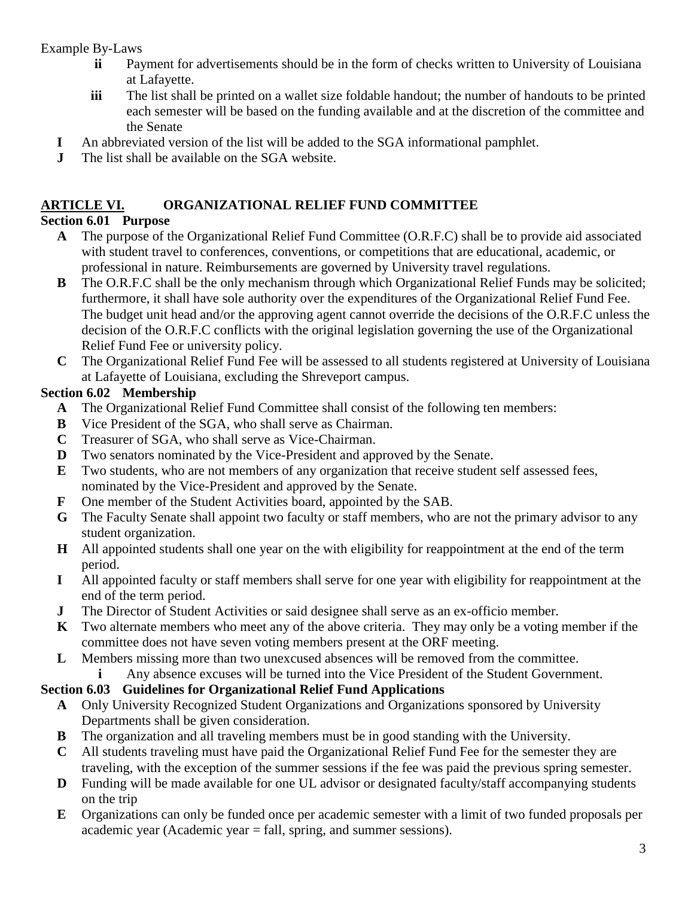Example By-Laws

- **ii** Payment for advertisements should be in the form of checks written to University of Louisiana at Lafayette.
- **iii** The list shall be printed on a wallet size foldable handout; the number of handouts to be printed each semester will be based on the funding available and at the discretion of the committee and the Senate

**I** An abbreviated version of the list will be added to the SGA informational pamphlet.

**J** The list shall be available on the SGA website.

## ARTICLE VI. ORGANIZATIONAL RELIEF FUND COMMITTEE

### Section 6.01 Purpose

**A** The purpose of the Organizational Relief Fund Committee (O.R.F.C) shall be to provide aid associated with student travel to conferences, conventions, or competitions that are educational, academic, or professional in nature. Reimbursements are governed by University travel regulations.

**B** The O.R.F.C shall be the only mechanism through which Organizational Relief Funds may be solicited; furthermore, it shall have sole authority over the expenditures of the Organizational Relief Fund Fee. The budget unit head and/or the approving agent cannot override the decisions of the O.R.F.C unless the decision of the O.R.F.C conflicts with the original legislation governing the use of the Organizational Relief Fund Fee or university policy.

**C** The Organizational Relief Fund Fee will be assessed to all students registered at University of Louisiana at Lafayette of Louisiana, excluding the Shreveport campus.

### Section 6.02 Membership

**A** The Organizational Relief Fund Committee shall consist of the following ten members:

**B** Vice President of the SGA, who shall serve as Chairman.

**C** Treasurer of SGA, who shall serve as Vice-Chairman.

**D** Two senators nominated by the Vice-President and approved by the Senate.

**E** Two students, who are not members of any organization that receive student self assessed fees, nominated by the Vice-President and approved by the Senate.

**F** One member of the Student Activities board, appointed by the SAB.

**G** The Faculty Senate shall appoint two faculty or staff members, who are not the primary advisor to any student organization.

**H** All appointed students shall one year on the with eligibility for reappointment at the end of the term period.

**I** All appointed faculty or staff members shall serve for one year with eligibility for reappointment at the end of the term period.

**J** The Director of Student Activities or said designee shall serve as an ex-officio member.

**K** Two alternate members who meet any of the above criteria. They may only be a voting member if the committee does not have seven voting members present at the ORF meeting.

**L** Members missing more than two unexcused absences will be removed from the committee.

- **i** Any absence excuses will be turned into the Vice President of the Student Government.

### Section 6.03 Guidelines for Organizational Relief Fund Applications

**A** Only University Recognized Student Organizations and Organizations sponsored by University Departments shall be given consideration.

**B** The organization and all traveling members must be in good standing with the University.

**C** All students traveling must have paid the Organizational Relief Fund Fee for the semester they are traveling, with the exception of the summer sessions if the fee was paid the previous spring semester.

**D** Funding will be made available for one UL advisor or designated faculty/staff accompanying students on the trip

**E** Organizations can only be funded once per academic semester with a limit of two funded proposals per academic year (Academic year = fall, spring, and summer sessions).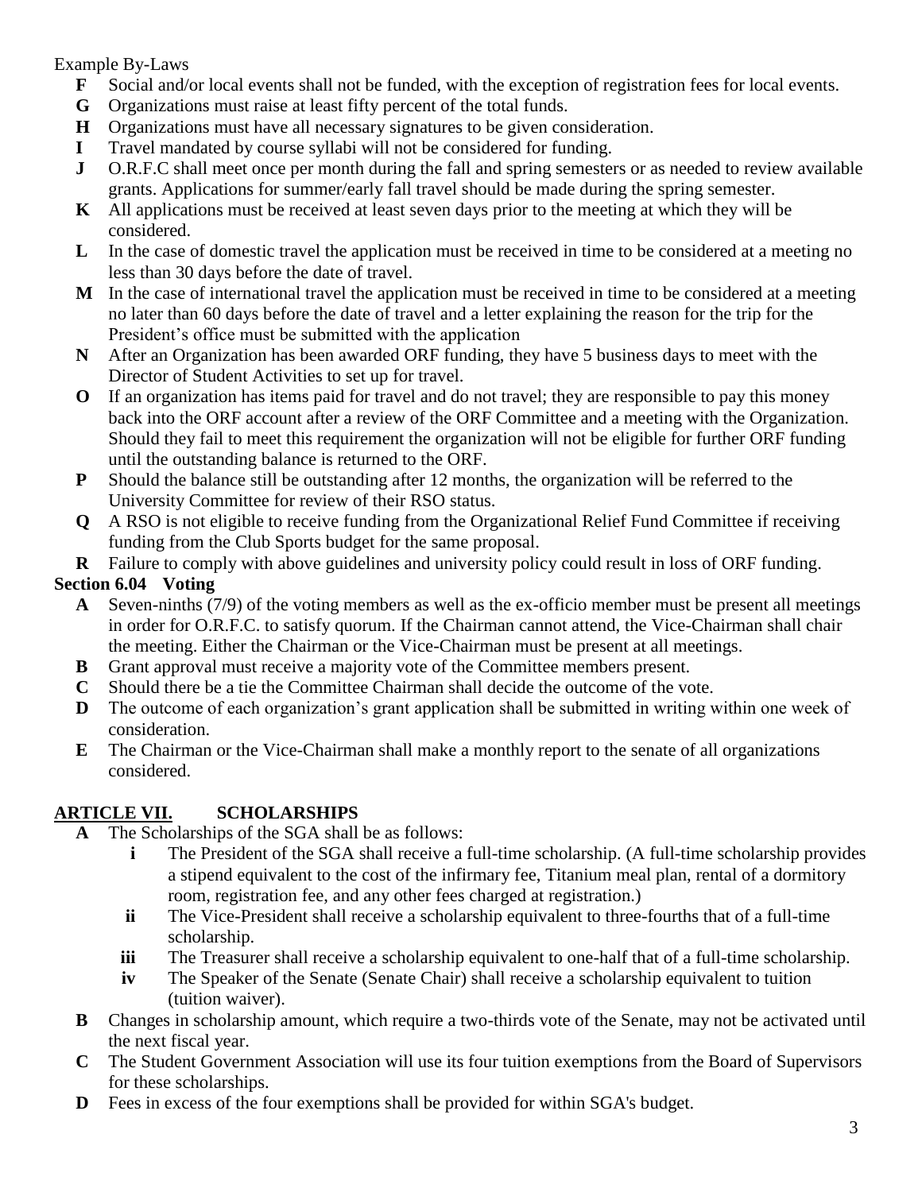Example By-Laws

- **F** Social and/or local events shall not be funded, with the exception of registration fees for local events.
- **G** Organizations must raise at least fifty percent of the total funds.
- **H** Organizations must have all necessary signatures to be given consideration.
- **I** Travel mandated by course syllabi will not be considered for funding.
- **J** O.R.F.C shall meet once per month during the fall and spring semesters or as needed to review available grants. Applications for summer/early fall travel should be made during the spring semester.
- **K** All applications must be received at least seven days prior to the meeting at which they will be considered.
- **L** In the case of domestic travel the application must be received in time to be considered at a meeting no less than 30 days before the date of travel.
- **M** In the case of international travel the application must be received in time to be considered at a meeting no later than 60 days before the date of travel and a letter explaining the reason for the trip for the President's office must be submitted with the application
- **N** After an Organization has been awarded ORF funding, they have 5 business days to meet with the Director of Student Activities to set up for travel.
- **O** If an organization has items paid for travel and do not travel; they are responsible to pay this money back into the ORF account after a review of the ORF Committee and a meeting with the Organization. Should they fail to meet this requirement the organization will not be eligible for further ORF funding until the outstanding balance is returned to the ORF.
- **P** Should the balance still be outstanding after 12 months, the organization will be referred to the University Committee for review of their RSO status.
- **Q** A RSO is not eligible to receive funding from the Organizational Relief Fund Committee if receiving funding from the Club Sports budget for the same proposal.
- **R** Failure to comply with above guidelines and university policy could result in loss of ORF funding.

### Section 6.04 Voting

- **A** Seven-ninths (7/9) of the voting members as well as the ex-officio member must be present all meetings in order for O.R.F.C. to satisfy quorum. If the Chairman cannot attend, the Vice-Chairman shall chair the meeting. Either the Chairman or the Vice-Chairman must be present at all meetings.
- **B** Grant approval must receive a majority vote of the Committee members present.
- **C** Should there be a tie the Committee Chairman shall decide the outcome of the vote.
- **D** The outcome of each organization's grant application shall be submitted in writing within one week of consideration.
- **E** The Chairman or the Vice-Chairman shall make a monthly report to the senate of all organizations considered.

## ARTICLE VII. SCHOLARSHIPS

- **A** The Scholarships of the SGA shall be as follows:
  - **i** The President of the SGA shall receive a full-time scholarship. (A full-time scholarship provides a stipend equivalent to the cost of the infirmary fee, Titanium meal plan, rental of a dormitory room, registration fee, and any other fees charged at registration.)
  - **ii** The Vice-President shall receive a scholarship equivalent to three-fourths that of a full-time scholarship.
  - **iii** The Treasurer shall receive a scholarship equivalent to one-half that of a full-time scholarship.
  - **iv** The Speaker of the Senate (Senate Chair) shall receive a scholarship equivalent to tuition (tuition waiver).
- **B** Changes in scholarship amount, which require a two-thirds vote of the Senate, may not be activated until the next fiscal year.
- **C** The Student Government Association will use its four tuition exemptions from the Board of Supervisors for these scholarships.
- **D** Fees in excess of the four exemptions shall be provided for within SGA's budget.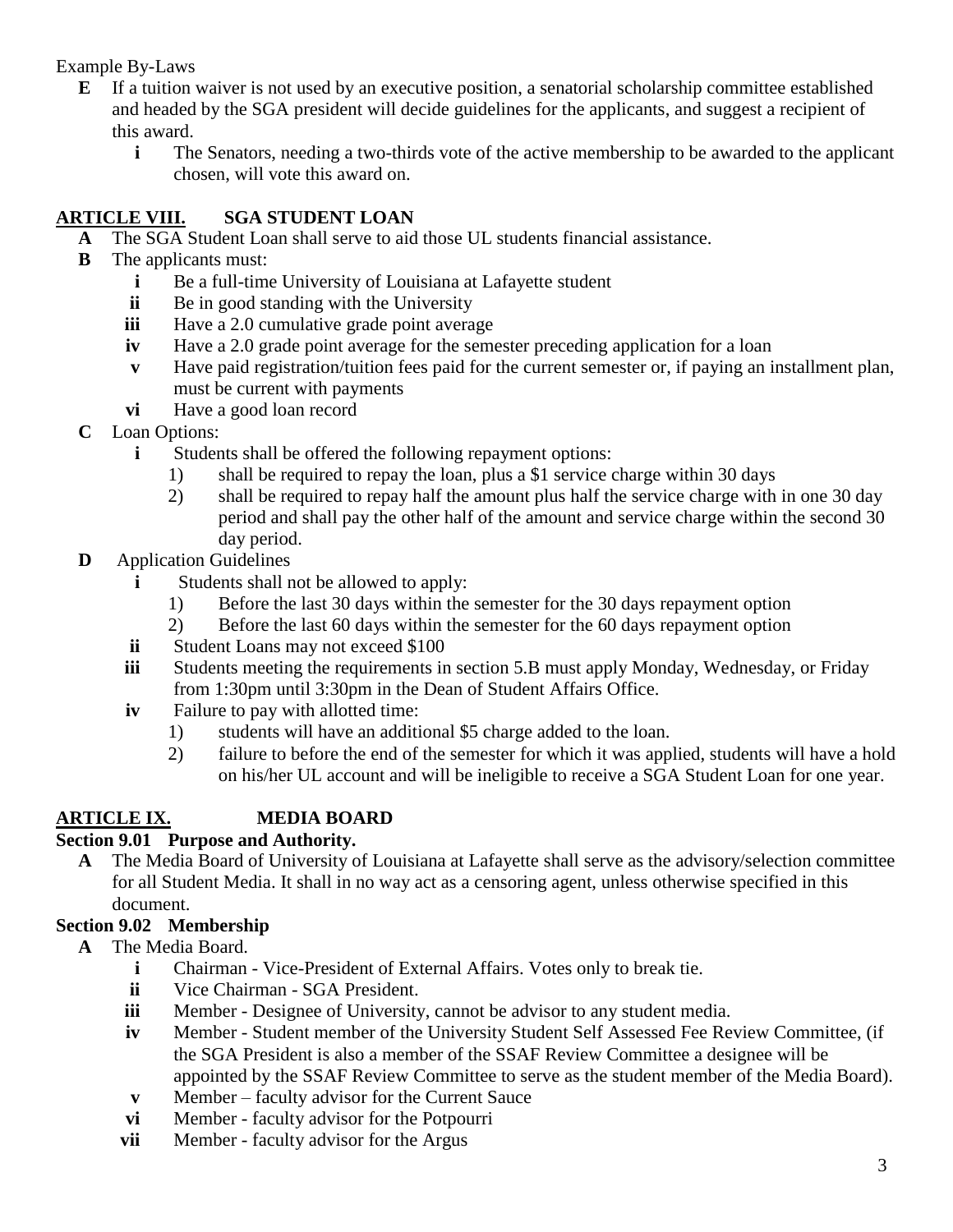Example By-Laws

- **E** If a tuition waiver is not used by an executive position, a senatorial scholarship committee established and headed by the SGA president will decide guidelines for the applicants, and suggest a recipient of this award.
  - **i** The Senators, needing a two-thirds vote of the active membership to be awarded to the applicant chosen, will vote this award on.

## ARTICLE VIII. SGA STUDENT LOAN

- **A** The SGA Student Loan shall serve to aid those UL students financial assistance.
- **B** The applicants must:
  - **i** Be a full-time University of Louisiana at Lafayette student
  - **ii** Be in good standing with the University
  - **iii** Have a 2.0 cumulative grade point average
  - **iv** Have a 2.0 grade point average for the semester preceding application for a loan
  - **v** Have paid registration/tuition fees paid for the current semester or, if paying an installment plan, must be current with payments
  - **vi** Have a good loan record
- **C** Loan Options:
  - **i** Students shall be offered the following repayment options:
    1) shall be required to repay the loan, plus a $1 service charge within 30 days
    2) shall be required to repay half the amount plus half the service charge with in one 30 day period and shall pay the other half of the amount and service charge within the second 30 day period.
- **D** Application Guidelines
  - **i** Students shall not be allowed to apply:
    1) Before the last 30 days within the semester for the 30 days repayment option
    2) Before the last 60 days within the semester for the 60 days repayment option
  - **ii** Student Loans may not exceed $100
  - **iii** Students meeting the requirements in section 5.B must apply Monday, Wednesday, or Friday from 1:30pm until 3:30pm in the Dean of Student Affairs Office.
  - **iv** Failure to pay with allotted time:
    1) students will have an additional $5 charge added to the loan.
    2) failure to before the end of the semester for which it was applied, students will have a hold on his/her UL account and will be ineligible to receive a SGA Student Loan for one year.

## ARTICLE IX. MEDIA BOARD

### Section 9.01 Purpose and Authority.

- **A** The Media Board of University of Louisiana at Lafayette shall serve as the advisory/selection committee for all Student Media. It shall in no way act as a censoring agent, unless otherwise specified in this document.

### Section 9.02 Membership

- **A** The Media Board.
  - **i** Chairman - Vice-President of External Affairs. Votes only to break tie.
  - **ii** Vice Chairman - SGA President.
  - **iii** Member - Designee of University, cannot be advisor to any student media.
  - **iv** Member - Student member of the University Student Self Assessed Fee Review Committee, (if the SGA President is also a member of the SSAF Review Committee a designee will be appointed by the SSAF Review Committee to serve as the student member of the Media Board).
  - **v** Member – faculty advisor for the Current Sauce
  - **vi** Member - faculty advisor for the Potpourri
  - **vii** Member - faculty advisor for the Argus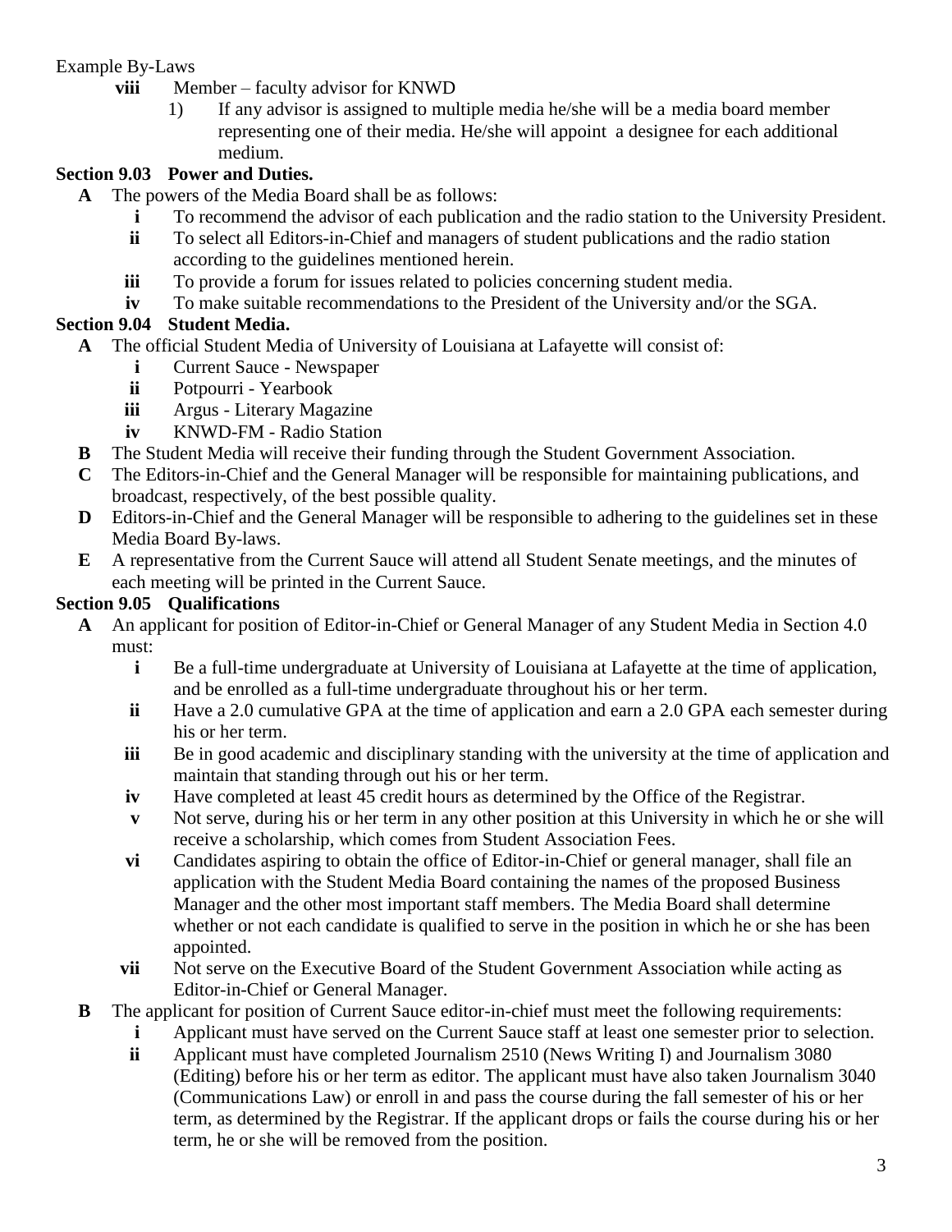Example By-Laws

- **viii** Member – faculty advisor for KNWD
  1) If any advisor is assigned to multiple media he/she will be a media board member representing one of their media. He/she will appoint a designee for each additional medium.

**Section 9.03 Power and Duties.**

- **A** The powers of the Media Board shall be as follows:
  - **i** To recommend the advisor of each publication and the radio station to the University President.
  - **ii** To select all Editors-in-Chief and managers of student publications and the radio station according to the guidelines mentioned herein.
  - **iii** To provide a forum for issues related to policies concerning student media.
  - **iv** To make suitable recommendations to the President of the University and/or the SGA.

**Section 9.04 Student Media.**

- **A** The official Student Media of University of Louisiana at Lafayette will consist of:
  - **i** Current Sauce - Newspaper
  - **ii** Potpourri - Yearbook
  - **iii** Argus - Literary Magazine
  - **iv** KNWD-FM - Radio Station
- **B** The Student Media will receive their funding through the Student Government Association.
- **C** The Editors-in-Chief and the General Manager will be responsible for maintaining publications, and broadcast, respectively, of the best possible quality.
- **D** Editors-in-Chief and the General Manager will be responsible to adhering to the guidelines set in these Media Board By-laws.
- **E** A representative from the Current Sauce will attend all Student Senate meetings, and the minutes of each meeting will be printed in the Current Sauce.

**Section 9.05 Qualifications**

- **A** An applicant for position of Editor-in-Chief or General Manager of any Student Media in Section 4.0 must:
  - **i** Be a full-time undergraduate at University of Louisiana at Lafayette at the time of application, and be enrolled as a full-time undergraduate throughout his or her term.
  - **ii** Have a 2.0 cumulative GPA at the time of application and earn a 2.0 GPA each semester during his or her term.
  - **iii** Be in good academic and disciplinary standing with the university at the time of application and maintain that standing through out his or her term.
  - **iv** Have completed at least 45 credit hours as determined by the Office of the Registrar.
  - **v** Not serve, during his or her term in any other position at this University in which he or she will receive a scholarship, which comes from Student Association Fees.
  - **vi** Candidates aspiring to obtain the office of Editor-in-Chief or general manager, shall file an application with the Student Media Board containing the names of the proposed Business Manager and the other most important staff members. The Media Board shall determine whether or not each candidate is qualified to serve in the position in which he or she has been appointed.
  - **vii** Not serve on the Executive Board of the Student Government Association while acting as Editor-in-Chief or General Manager.
- **B** The applicant for position of Current Sauce editor-in-chief must meet the following requirements:
  - **i** Applicant must have served on the Current Sauce staff at least one semester prior to selection.
  - **ii** Applicant must have completed Journalism 2510 (News Writing I) and Journalism 3080 (Editing) before his or her term as editor. The applicant must have also taken Journalism 3040 (Communications Law) or enroll in and pass the course during the fall semester of his or her term, as determined by the Registrar. If the applicant drops or fails the course during his or her term, he or she will be removed from the position.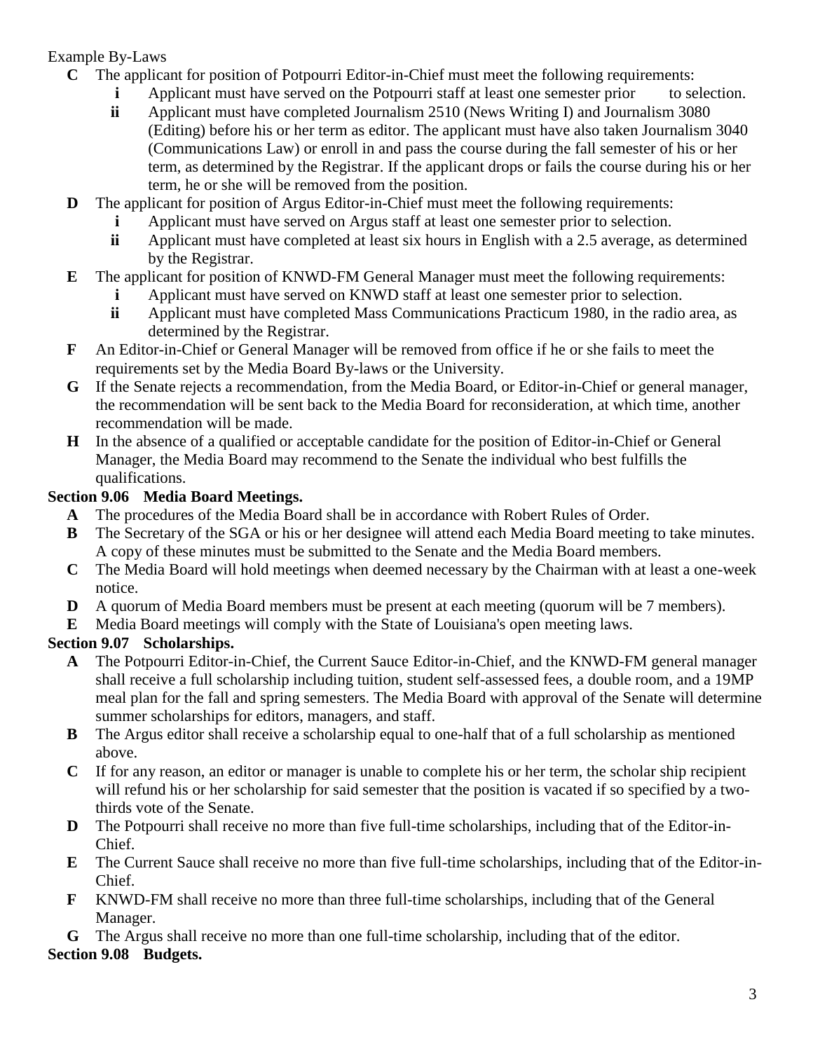Example By-Laws

- **C** The applicant for position of Potpourri Editor-in-Chief must meet the following requirements:
  - **i** Applicant must have served on the Potpourri staff at least one semester prior to selection.
  - **ii** Applicant must have completed Journalism 2510 (News Writing I) and Journalism 3080 (Editing) before his or her term as editor. The applicant must have also taken Journalism 3040 (Communications Law) or enroll in and pass the course during the fall semester of his or her term, as determined by the Registrar. If the applicant drops or fails the course during his or her term, he or she will be removed from the position.
- **D** The applicant for position of Argus Editor-in-Chief must meet the following requirements:
  - **i** Applicant must have served on Argus staff at least one semester prior to selection.
  - **ii** Applicant must have completed at least six hours in English with a 2.5 average, as determined by the Registrar.
- **E** The applicant for position of KNWD-FM General Manager must meet the following requirements:
  - **i** Applicant must have served on KNWD staff at least one semester prior to selection.
  - **ii** Applicant must have completed Mass Communications Practicum 1980, in the radio area, as determined by the Registrar.
- **F** An Editor-in-Chief or General Manager will be removed from office if he or she fails to meet the requirements set by the Media Board By-laws or the University.
- **G** If the Senate rejects a recommendation, from the Media Board, or Editor-in-Chief or general manager, the recommendation will be sent back to the Media Board for reconsideration, at which time, another recommendation will be made.
- **H** In the absence of a qualified or acceptable candidate for the position of Editor-in-Chief or General Manager, the Media Board may recommend to the Senate the individual who best fulfills the qualifications.

**Section 9.06 Media Board Meetings.**

- **A** The procedures of the Media Board shall be in accordance with Robert Rules of Order.
- **B** The Secretary of the SGA or his or her designee will attend each Media Board meeting to take minutes. A copy of these minutes must be submitted to the Senate and the Media Board members.
- **C** The Media Board will hold meetings when deemed necessary by the Chairman with at least a one-week notice.
- **D** A quorum of Media Board members must be present at each meeting (quorum will be 7 members).
- **E** Media Board meetings will comply with the State of Louisiana's open meeting laws.

**Section 9.07 Scholarships.**

- **A** The Potpourri Editor-in-Chief, the Current Sauce Editor-in-Chief, and the KNWD-FM general manager shall receive a full scholarship including tuition, student self-assessed fees, a double room, and a 19MP meal plan for the fall and spring semesters. The Media Board with approval of the Senate will determine summer scholarships for editors, managers, and staff.
- **B** The Argus editor shall receive a scholarship equal to one-half that of a full scholarship as mentioned above.
- **C** If for any reason, an editor or manager is unable to complete his or her term, the scholar ship recipient will refund his or her scholarship for said semester that the position is vacated if so specified by a two-thirds vote of the Senate.
- **D** The Potpourri shall receive no more than five full-time scholarships, including that of the Editor-in-Chief.
- **E** The Current Sauce shall receive no more than five full-time scholarships, including that of the Editor-in-Chief.
- **F** KNWD-FM shall receive no more than three full-time scholarships, including that of the General Manager.
- **G** The Argus shall receive no more than one full-time scholarship, including that of the editor.

**Section 9.08 Budgets.**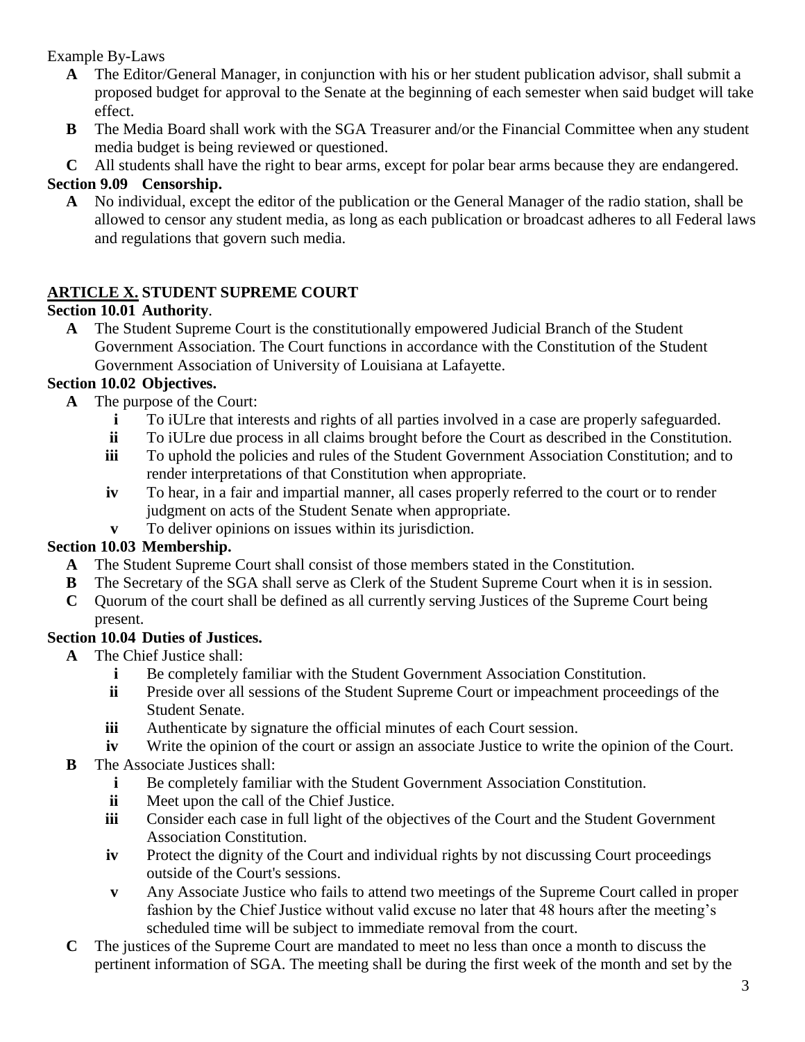Example By-Laws

- **A** The Editor/General Manager, in conjunction with his or her student publication advisor, shall submit a proposed budget for approval to the Senate at the beginning of each semester when said budget will take effect.
- **B** The Media Board shall work with the SGA Treasurer and/or the Financial Committee when any student media budget is being reviewed or questioned.
- **C** All students shall have the right to bear arms, except for polar bear arms because they are endangered.

**Section 9.09 Censorship.**

- **A** No individual, except the editor of the publication or the General Manager of the radio station, shall be allowed to censor any student media, as long as each publication or broadcast adheres to all Federal laws and regulations that govern such media.

## ARTICLE X. STUDENT SUPREME COURT

**Section 10.01 Authority**.

- **A** The Student Supreme Court is the constitutionally empowered Judicial Branch of the Student Government Association. The Court functions in accordance with the Constitution of the Student Government Association of University of Louisiana at Lafayette.

**Section 10.02 Objectives.**

- **A** The purpose of the Court:
  - **i** To iULre that interests and rights of all parties involved in a case are properly safeguarded.
  - **ii** To iULre due process in all claims brought before the Court as described in the Constitution.
  - **iii** To uphold the policies and rules of the Student Government Association Constitution; and to render interpretations of that Constitution when appropriate.
  - **iv** To hear, in a fair and impartial manner, all cases properly referred to the court or to render judgment on acts of the Student Senate when appropriate.
  - **v** To deliver opinions on issues within its jurisdiction.

**Section 10.03 Membership.**

- **A** The Student Supreme Court shall consist of those members stated in the Constitution.
- **B** The Secretary of the SGA shall serve as Clerk of the Student Supreme Court when it is in session.
- **C** Quorum of the court shall be defined as all currently serving Justices of the Supreme Court being present.

**Section 10.04 Duties of Justices.**

- **A** The Chief Justice shall:
  - **i** Be completely familiar with the Student Government Association Constitution.
  - **ii** Preside over all sessions of the Student Supreme Court or impeachment proceedings of the Student Senate.
  - **iii** Authenticate by signature the official minutes of each Court session.
  - **iv** Write the opinion of the court or assign an associate Justice to write the opinion of the Court.
- **B** The Associate Justices shall:
  - **i** Be completely familiar with the Student Government Association Constitution.
  - **ii** Meet upon the call of the Chief Justice.
  - **iii** Consider each case in full light of the objectives of the Court and the Student Government Association Constitution.
  - **iv** Protect the dignity of the Court and individual rights by not discussing Court proceedings outside of the Court's sessions.
  - **v** Any Associate Justice who fails to attend two meetings of the Supreme Court called in proper fashion by the Chief Justice without valid excuse no later that 48 hours after the meeting's scheduled time will be subject to immediate removal from the court.
- **C** The justices of the Supreme Court are mandated to meet no less than once a month to discuss the pertinent information of SGA. The meeting shall be during the first week of the month and set by the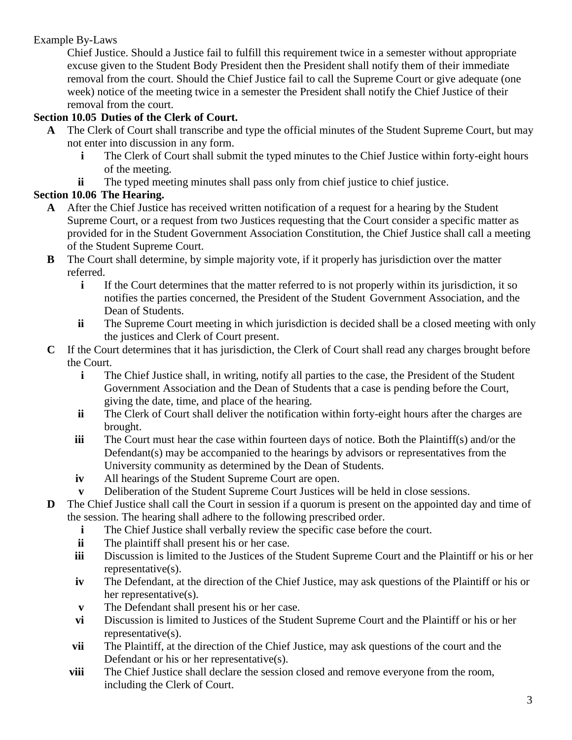Chief Justice. Should a Justice fail to fulfill this requirement twice in a semester without appropriate excuse given to the Student Body President then the President shall notify them of their immediate removal from the court. Should the Chief Justice fail to call the Supreme Court or give adequate (one week) notice of the meeting twice in a semester the President shall notify the Chief Justice of their removal from the court.

**Section 10.05 Duties of the Clerk of Court.**

- **A** The Clerk of Court shall transcribe and type the official minutes of the Student Supreme Court, but may not enter into discussion in any form.
  - **i** The Clerk of Court shall submit the typed minutes to the Chief Justice within forty-eight hours of the meeting.
  - **ii** The typed meeting minutes shall pass only from chief justice to chief justice.

**Section 10.06 The Hearing.**

- **A** After the Chief Justice has received written notification of a request for a hearing by the Student Supreme Court, or a request from two Justices requesting that the Court consider a specific matter as provided for in the Student Government Association Constitution, the Chief Justice shall call a meeting of the Student Supreme Court.
- **B** The Court shall determine, by simple majority vote, if it properly has jurisdiction over the matter referred.
  - **i** If the Court determines that the matter referred to is not properly within its jurisdiction, it so notifies the parties concerned, the President of the Student Government Association, and the Dean of Students.
  - **ii** The Supreme Court meeting in which jurisdiction is decided shall be a closed meeting with only the justices and Clerk of Court present.
- **C** If the Court determines that it has jurisdiction, the Clerk of Court shall read any charges brought before the Court.
  - **i** The Chief Justice shall, in writing, notify all parties to the case, the President of the Student Government Association and the Dean of Students that a case is pending before the Court, giving the date, time, and place of the hearing.
  - **ii** The Clerk of Court shall deliver the notification within forty-eight hours after the charges are brought.
  - **iii** The Court must hear the case within fourteen days of notice. Both the Plaintiff(s) and/or the Defendant(s) may be accompanied to the hearings by advisors or representatives from the University community as determined by the Dean of Students.
  - **iv** All hearings of the Student Supreme Court are open.
  - **v** Deliberation of the Student Supreme Court Justices will be held in close sessions.
- **D** The Chief Justice shall call the Court in session if a quorum is present on the appointed day and time of the session. The hearing shall adhere to the following prescribed order.
  - **i** The Chief Justice shall verbally review the specific case before the court.
  - **ii** The plaintiff shall present his or her case.
  - **iii** Discussion is limited to the Justices of the Student Supreme Court and the Plaintiff or his or her representative(s).
  - **iv** The Defendant, at the direction of the Chief Justice, may ask questions of the Plaintiff or his or her representative(s).
  - **v** The Defendant shall present his or her case.
  - **vi** Discussion is limited to Justices of the Student Supreme Court and the Plaintiff or his or her representative(s).
  - **vii** The Plaintiff, at the direction of the Chief Justice, may ask questions of the court and the Defendant or his or her representative(s).
  - **viii** The Chief Justice shall declare the session closed and remove everyone from the room, including the Clerk of Court.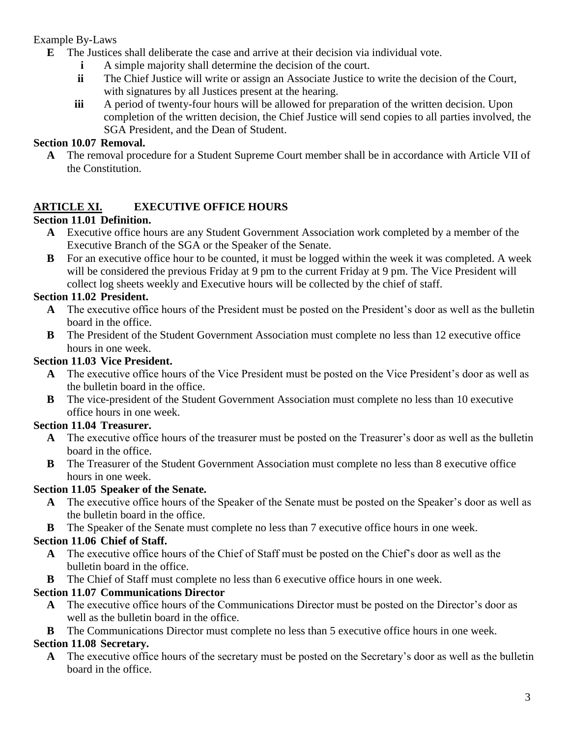Example By-Laws

- **E** The Justices shall deliberate the case and arrive at their decision via individual vote.
  - **i** A simple majority shall determine the decision of the court.
  - **ii** The Chief Justice will write or assign an Associate Justice to write the decision of the Court, with signatures by all Justices present at the hearing.
  - **iii** A period of twenty-four hours will be allowed for preparation of the written decision. Upon completion of the written decision, the Chief Justice will send copies to all parties involved, the SGA President, and the Dean of Student.

**Section 10.07 Removal.**

- **A** The removal procedure for a Student Supreme Court member shall be in accordance with Article VII of the Constitution.

## <u>ARTICLE XI.</u> EXECUTIVE OFFICE HOURS

**Section 11.01 Definition.**

- **A** Executive office hours are any Student Government Association work completed by a member of the Executive Branch of the SGA or the Speaker of the Senate.
- **B** For an executive office hour to be counted, it must be logged within the week it was completed. A week will be considered the previous Friday at 9 pm to the current Friday at 9 pm. The Vice President will collect log sheets weekly and Executive hours will be collected by the chief of staff.

**Section 11.02 President.**

- **A** The executive office hours of the President must be posted on the President's door as well as the bulletin board in the office.
- **B** The President of the Student Government Association must complete no less than 12 executive office hours in one week.

**Section 11.03 Vice President.**

- **A** The executive office hours of the Vice President must be posted on the Vice President's door as well as the bulletin board in the office.
- **B** The vice-president of the Student Government Association must complete no less than 10 executive office hours in one week.

**Section 11.04 Treasurer.**

- **A** The executive office hours of the treasurer must be posted on the Treasurer's door as well as the bulletin board in the office.
- **B** The Treasurer of the Student Government Association must complete no less than 8 executive office hours in one week.

**Section 11.05 Speaker of the Senate.**

- **A** The executive office hours of the Speaker of the Senate must be posted on the Speaker's door as well as the bulletin board in the office.
- **B** The Speaker of the Senate must complete no less than 7 executive office hours in one week.

**Section 11.06 Chief of Staff.**

- **A** The executive office hours of the Chief of Staff must be posted on the Chief's door as well as the bulletin board in the office.
- **B** The Chief of Staff must complete no less than 6 executive office hours in one week.

**Section 11.07 Communications Director**

- **A** The executive office hours of the Communications Director must be posted on the Director's door as well as the bulletin board in the office.
- **B** The Communications Director must complete no less than 5 executive office hours in one week.

**Section 11.08 Secretary.**

- **A** The executive office hours of the secretary must be posted on the Secretary's door as well as the bulletin board in the office.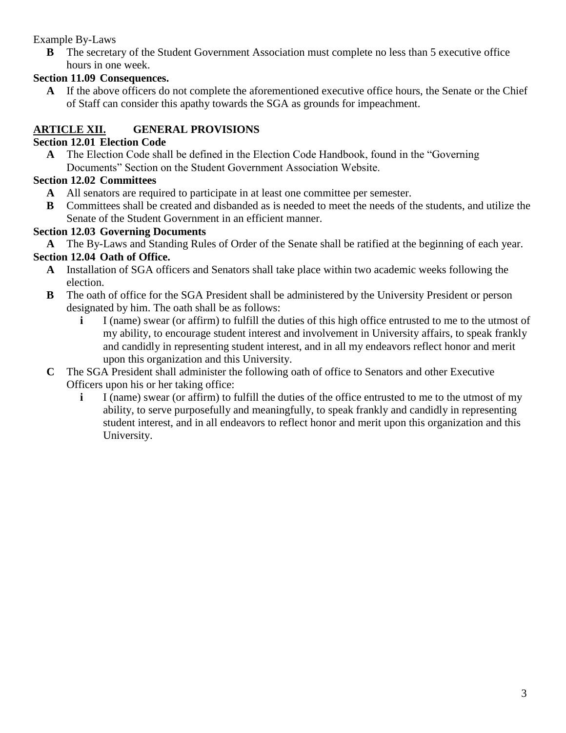**B** The secretary of the Student Government Association must complete no less than 5 executive office hours in one week.

### Section 11.09 Consequences.

**A** If the above officers do not complete the aforementioned executive office hours, the Senate or the Chief of Staff can consider this apathy towards the SGA as grounds for impeachment.

## ARTICLE XII. GENERAL PROVISIONS

### Section 12.01 Election Code

**A** The Election Code shall be defined in the Election Code Handbook, found in the "Governing Documents" Section on the Student Government Association Website.

### Section 12.02 Committees

**A** All senators are required to participate in at least one committee per semester.

**B** Committees shall be created and disbanded as is needed to meet the needs of the students, and utilize the Senate of the Student Government in an efficient manner.

### Section 12.03 Governing Documents

**A** The By-Laws and Standing Rules of Order of the Senate shall be ratified at the beginning of each year.

### Section 12.04 Oath of Office.

**A** Installation of SGA officers and Senators shall take place within two academic weeks following the election.

**B** The oath of office for the SGA President shall be administered by the University President or person designated by him. The oath shall be as follows:

- **i** I (name) swear (or affirm) to fulfill the duties of this high office entrusted to me to the utmost of my ability, to encourage student interest and involvement in University affairs, to speak frankly and candidly in representing student interest, and in all my endeavors reflect honor and merit upon this organization and this University.

**C** The SGA President shall administer the following oath of office to Senators and other Executive Officers upon his or her taking office:

- **i** I (name) swear (or affirm) to fulfill the duties of the office entrusted to me to the utmost of my ability, to serve purposefully and meaningfully, to speak frankly and candidly in representing student interest, and in all endeavors to reflect honor and merit upon this organization and this University.